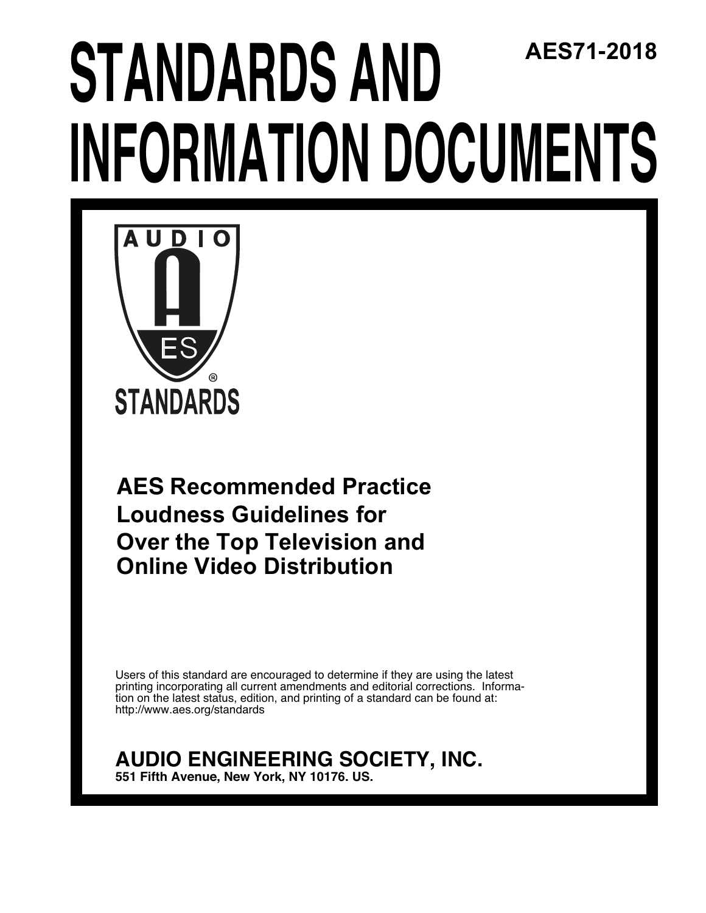AES71-2018

# STANDARDS AND INFORMATION DOCUMENTS

AUDIO AES

STANDARDS

## AES Recommended Practice Loudness Guidelines for Over the Top Television and Online Video Distribution

Users of this standard are encouraged to determine if they are using the latest printing incorporating all current amendments and editorial corrections. Information on the latest status, edition, and printing of a standard can be found at: http://www.aes.org/standards

**AUDIO ENGINEERING SOCIETY, INC.**
**551 Fifth Avenue, New York, NY 10176. US.**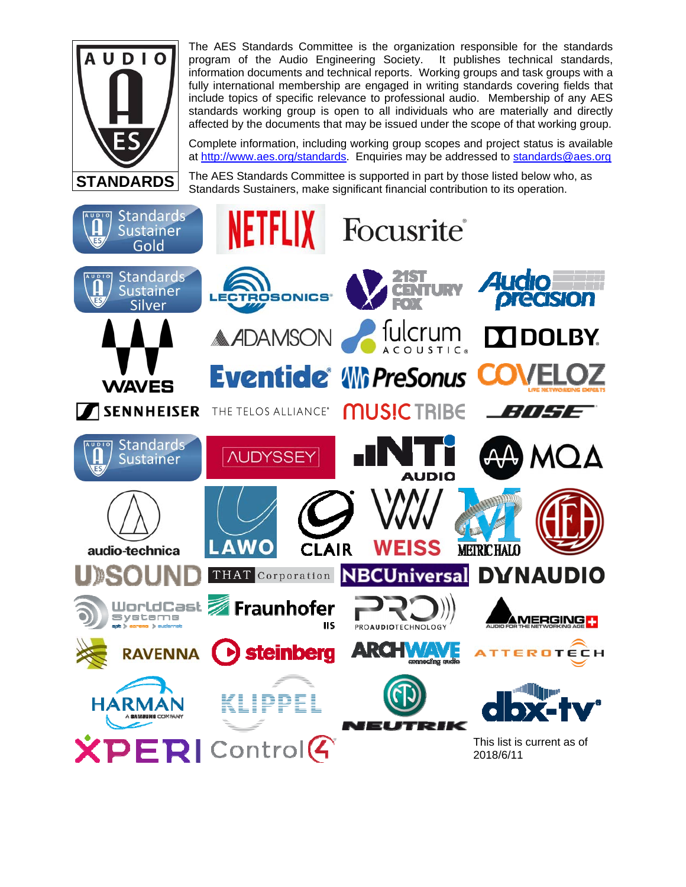AUDIO AES STANDARDS

The AES Standards Committee is the organization responsible for the standards program of the Audio Engineering Society. It publishes technical standards, information documents and technical reports. Working groups and task groups with a fully international membership are engaged in writing standards covering fields that include topics of specific relevance to professional audio. Membership of any AES standards working group is open to all individuals who are materially and directly affected by the documents that may be issued under the scope of that working group.

Complete information, including working group scopes and project status is available at http://www.aes.org/standards. Enquiries may be addressed to standards@aes.org

The AES Standards Committee is supported in part by those listed below who, as Standards Sustainers, make significant financial contribution to its operation.

**Standards Sustainer Gold**

NETFLIX, Focusrite

**Standards Sustainer Silver**

LECTROSONICS, 21ST CENTURY FOX, Audio precision, WAVES, ADAMSON, fulcrum ACOUSTIC, DOLBY, Eventide, PreSonus, COVELOZ, SENNHEISER, THE TELOS ALLIANCE, MUSIC TRIBE, BOSE

**Standards Sustainer**

AUDYSSEY, NTi AUDIO, MQA, audio-technica, LAWO, CLAIR, WEISS, METRIC HALO, AEA, USOUND, THAT Corporation, NBCUniversal, DYNAUDIO, WorldCast Systems, Fraunhofer IIS, PROAUDIOTECHNOLOGY, MERGING, RAVENNA, steinberg, ARCHWAVE, ATTEROTECH, HARMAN, KLIPPEL, NEUTRIK, dbx-tv, XPERI, Control4

This list is current as of 2018/6/11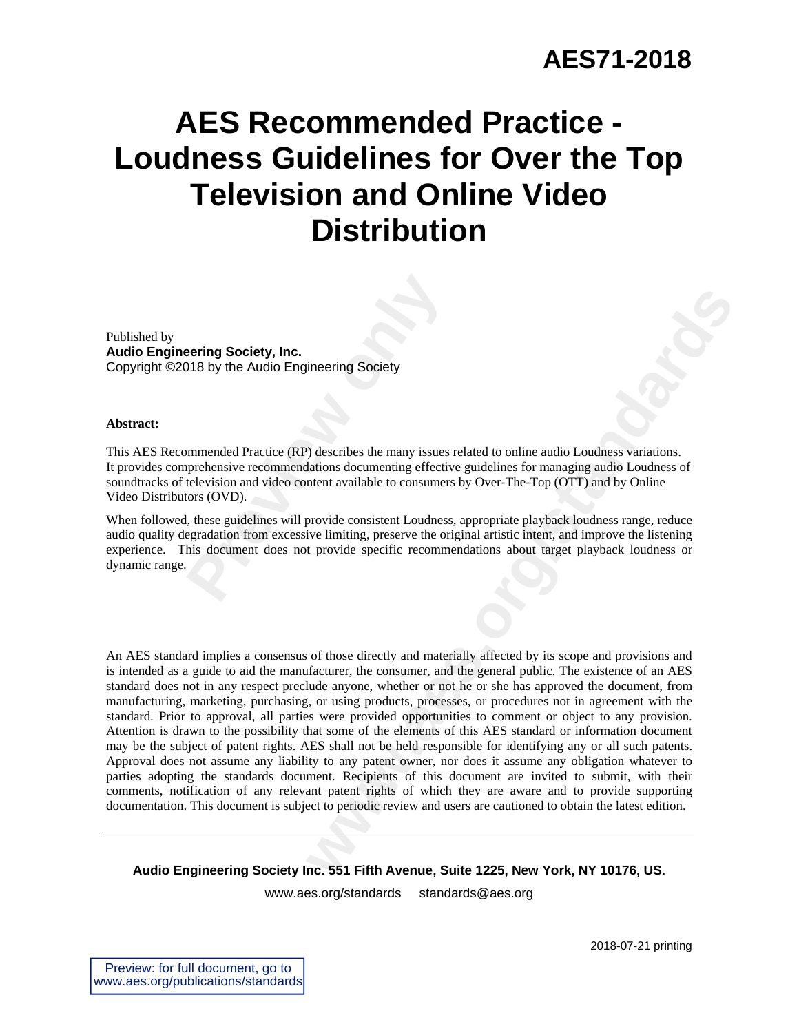# AES71-2018

# AES Recommended Practice - Loudness Guidelines for Over the Top Television and Online Video Distribution

Published by
**Audio Engineering Society, Inc.**
Copyright ©2018 by the Audio Engineering Society

**Abstract:**

This AES Recommended Practice (RP) describes the many issues related to online audio Loudness variations. It provides comprehensive recommendations documenting effective guidelines for managing audio Loudness of soundtracks of television and video content available to consumers by Over-The-Top (OTT) and by Online Video Distributors (OVD).

When followed, these guidelines will provide consistent Loudness, appropriate playback loudness range, reduce audio quality degradation from excessive limiting, preserve the original artistic intent, and improve the listening experience. This document does not provide specific recommendations about target playback loudness or dynamic range.

An AES standard implies a consensus of those directly and materially affected by its scope and provisions and is intended as a guide to aid the manufacturer, the consumer, and the general public. The existence of an AES standard does not in any respect preclude anyone, whether or not he or she has approved the document, from manufacturing, marketing, purchasing, or using products, processes, or procedures not in agreement with the standard. Prior to approval, all parties were provided opportunities to comment or object to any provision. Attention is drawn to the possibility that some of the elements of this AES standard or information document may be the subject of patent rights. AES shall not be held responsible for identifying any or all such patents. Approval does not assume any liability to any patent owner, nor does it assume any obligation whatever to parties adopting the standards document. Recipients of this document are invited to submit, with their comments, notification of any relevant patent rights of which they are aware and to provide supporting documentation. This document is subject to periodic review and users are cautioned to obtain the latest edition.

**Audio Engineering Society Inc. 551 Fifth Avenue, Suite 1225, New York, NY 10176, US.**

www.aes.org/standards     standards@aes.org

2018-07-21 printing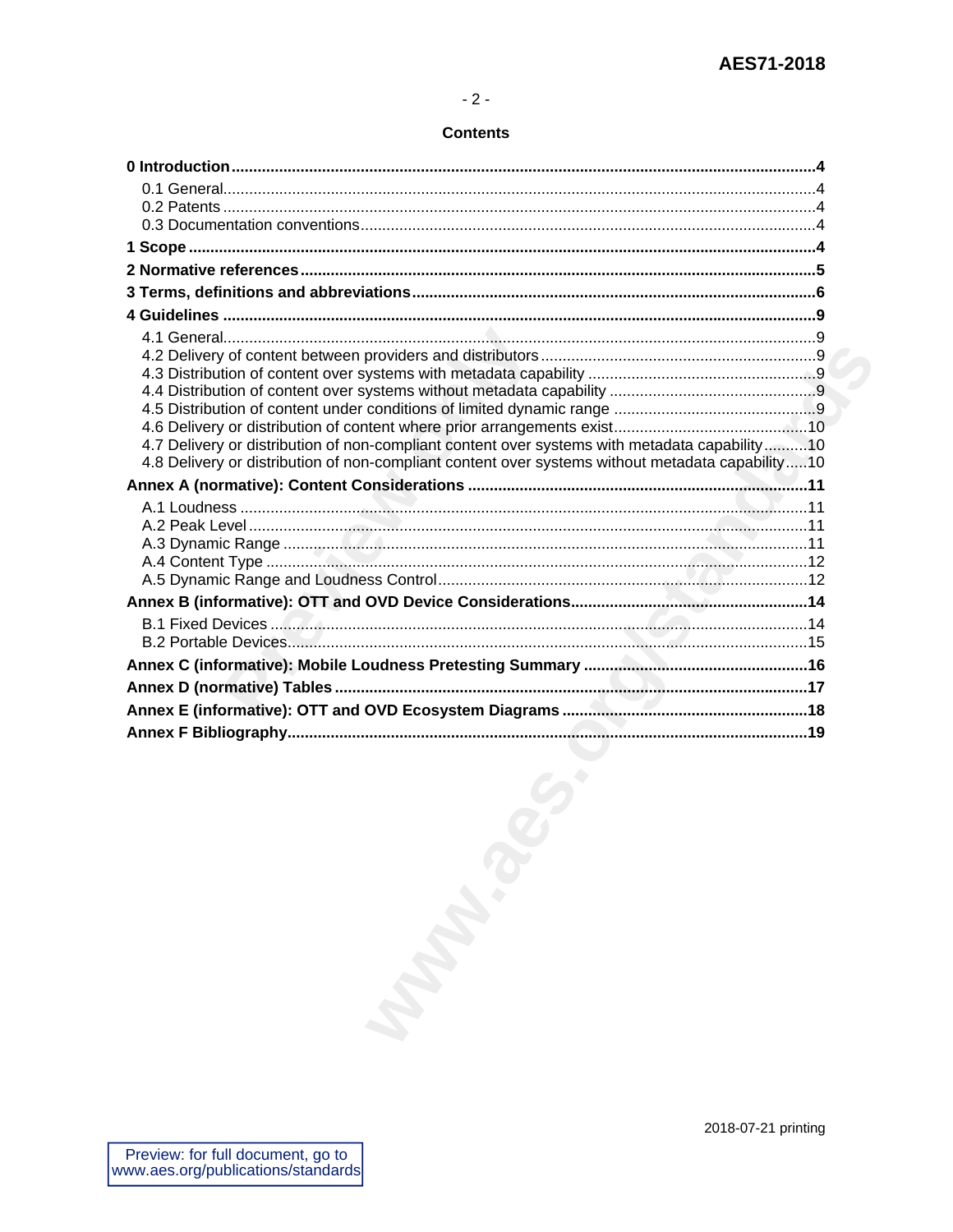## Contents

**0 Introduction** ..... **4**

- 0.1 General ..... 4
- 0.2 Patents ..... 4
- 0.3 Documentation conventions ..... 4

**1 Scope** ..... **4**

**2 Normative references** ..... **5**

**3 Terms, definitions and abbreviations** ..... **6**

**4 Guidelines** ..... **9**

- 4.1 General ..... 9
- 4.2 Delivery of content between providers and distributors ..... 9
- 4.3 Distribution of content over systems with metadata capability ..... 9
- 4.4 Distribution of content over systems without metadata capability ..... 9
- 4.5 Distribution of content under conditions of limited dynamic range ..... 9
- 4.6 Delivery or distribution of content where prior arrangements exist ..... 10
- 4.7 Delivery or distribution of non-compliant content over systems with metadata capability ..... 10
- 4.8 Delivery or distribution of non-compliant content over systems without metadata capability ..... 10

**Annex A (normative): Content Considerations** ..... **11**

- A.1 Loudness ..... 11
- A.2 Peak Level ..... 11
- A.3 Dynamic Range ..... 11
- A.4 Content Type ..... 12
- A.5 Dynamic Range and Loudness Control ..... 12

**Annex B (informative): OTT and OVD Device Considerations** ..... **14**

- B.1 Fixed Devices ..... 14
- B.2 Portable Devices ..... 15

**Annex C (informative): Mobile Loudness Pretesting Summary** ..... **16**

**Annex D (normative) Tables** ..... **17**

**Annex E (informative): OTT and OVD Ecosystem Diagrams** ..... **18**

**Annex F Bibliography** ..... **19**

2018-07-21 printing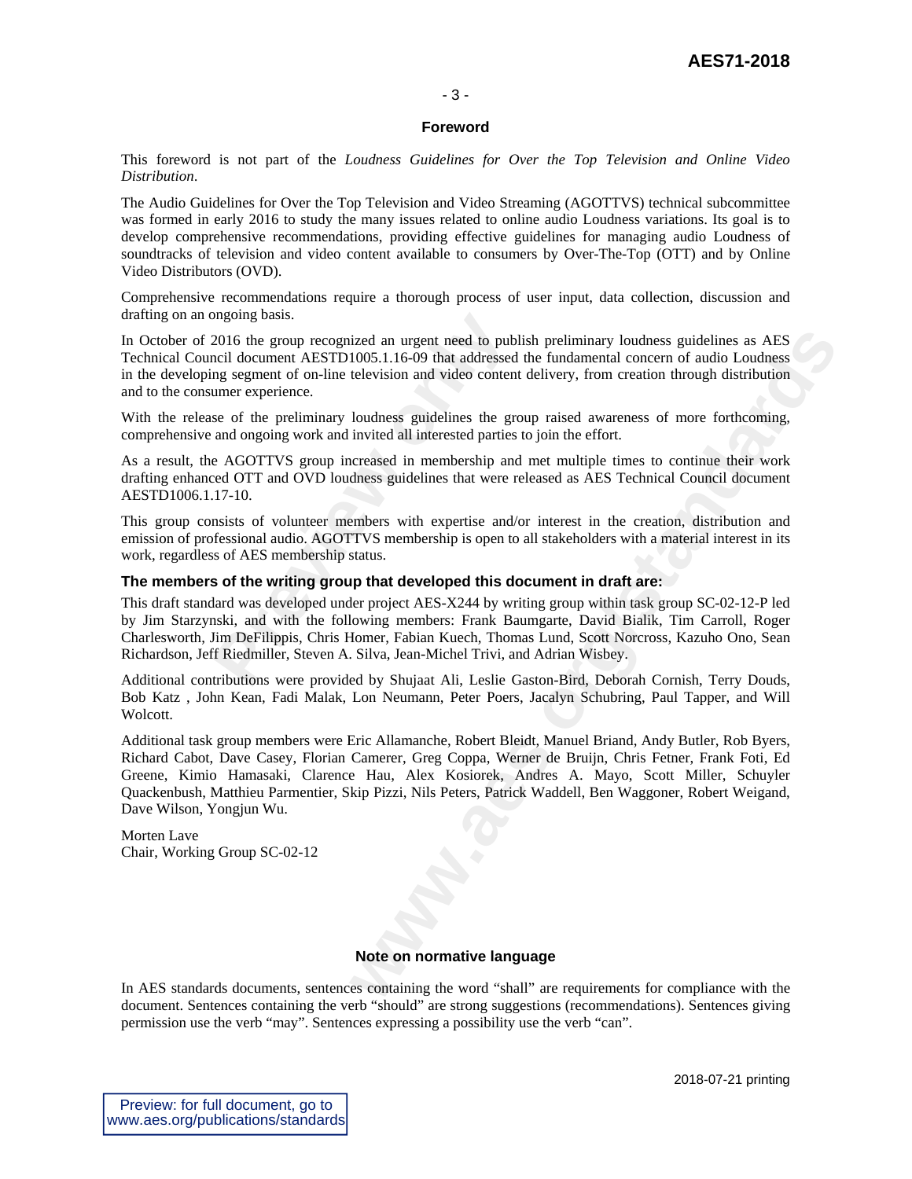## Foreword

This foreword is not part of the *Loudness Guidelines for Over the Top Television and Online Video Distribution*.

The Audio Guidelines for Over the Top Television and Video Streaming (AGOTTVS) technical subcommittee was formed in early 2016 to study the many issues related to online audio Loudness variations. Its goal is to develop comprehensive recommendations, providing effective guidelines for managing audio Loudness of soundtracks of television and video content available to consumers by Over-The-Top (OTT) and by Online Video Distributors (OVD).

Comprehensive recommendations require a thorough process of user input, data collection, discussion and drafting on an ongoing basis.

In October of 2016 the group recognized an urgent need to publish preliminary loudness guidelines as AES Technical Council document AESTD1005.1.16-09 that addressed the fundamental concern of audio Loudness in the developing segment of on-line television and video content delivery, from creation through distribution and to the consumer experience.

With the release of the preliminary loudness guidelines the group raised awareness of more forthcoming, comprehensive and ongoing work and invited all interested parties to join the effort.

As a result, the AGOTTVS group increased in membership and met multiple times to continue their work drafting enhanced OTT and OVD loudness guidelines that were released as AES Technical Council document AESTD1006.1.17-10.

This group consists of volunteer members with expertise and/or interest in the creation, distribution and emission of professional audio. AGOTTVS membership is open to all stakeholders with a material interest in its work, regardless of AES membership status.

### The members of the writing group that developed this document in draft are:

This draft standard was developed under project AES-X244 by writing group within task group SC-02-12-P led by Jim Starzynski, and with the following members: Frank Baumgarte, David Bialik, Tim Carroll, Roger Charlesworth, Jim DeFilippis, Chris Homer, Fabian Kuech, Thomas Lund, Scott Norcross, Kazuho Ono, Sean Richardson, Jeff Riedmiller, Steven A. Silva, Jean-Michel Trivi, and Adrian Wisbey.

Additional contributions were provided by Shujaat Ali, Leslie Gaston-Bird, Deborah Cornish, Terry Douds, Bob Katz , John Kean, Fadi Malak, Lon Neumann, Peter Poers, Jacalyn Schubring, Paul Tapper, and Will Wolcott.

Additional task group members were Eric Allamanche, Robert Bleidt, Manuel Briand, Andy Butler, Rob Byers, Richard Cabot, Dave Casey, Florian Camerer, Greg Coppa, Werner de Bruijn, Chris Fetner, Frank Foti, Ed Greene, Kimio Hamasaki, Clarence Hau, Alex Kosiorek, Andres A. Mayo, Scott Miller, Schuyler Quackenbush, Matthieu Parmentier, Skip Pizzi, Nils Peters, Patrick Waddell, Ben Waggoner, Robert Weigand, Dave Wilson, Yongjun Wu.

Morten Lave
Chair, Working Group SC-02-12

## Note on normative language

In AES standards documents, sentences containing the word "shall" are requirements for compliance with the document. Sentences containing the verb "should" are strong suggestions (recommendations). Sentences giving permission use the verb "may". Sentences expressing a possibility use the verb "can".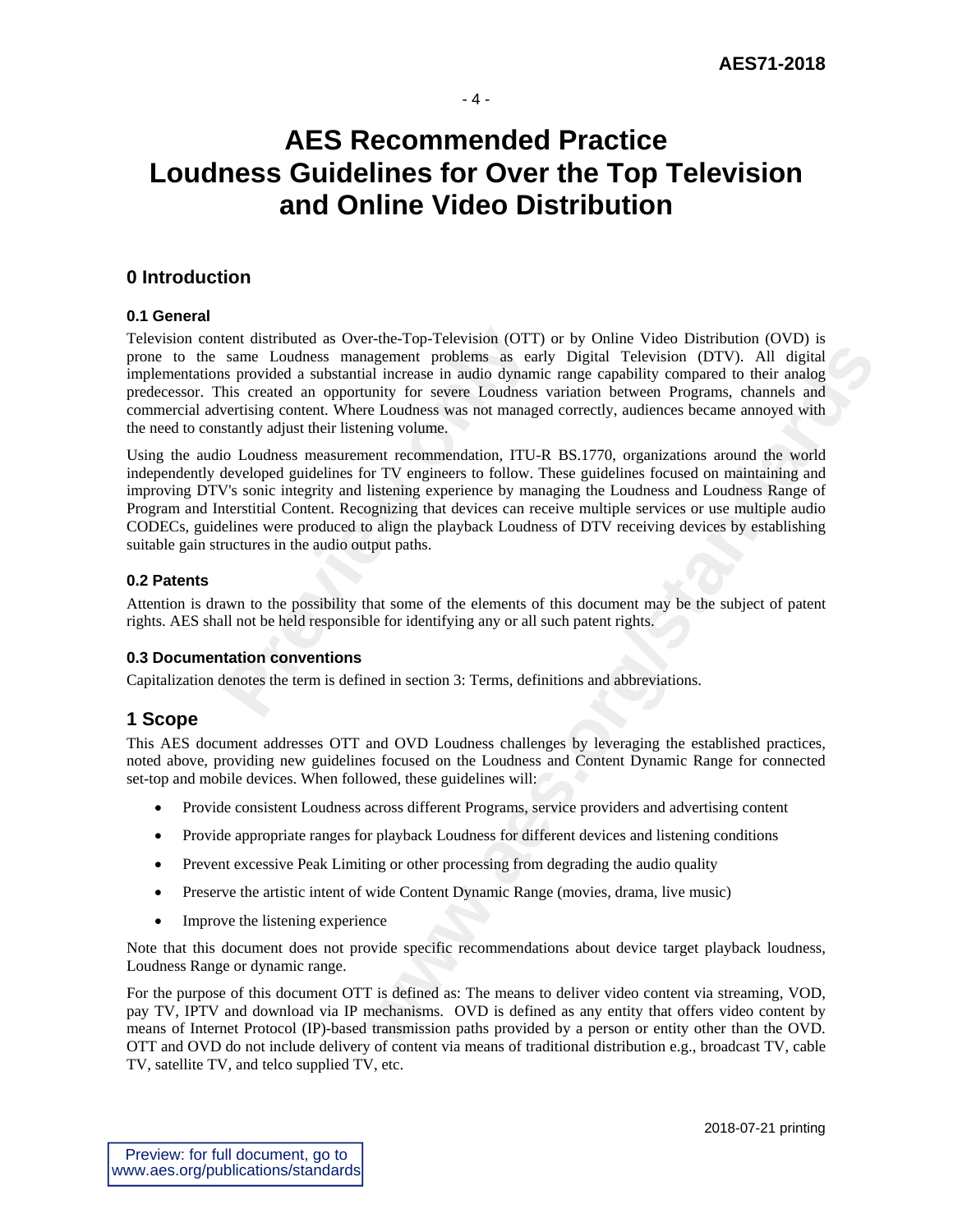# AES Recommended Practice Loudness Guidelines for Over the Top Television and Online Video Distribution

## 0 Introduction

### 0.1 General

Television content distributed as Over-the-Top-Television (OTT) or by Online Video Distribution (OVD) is prone to the same Loudness management problems as early Digital Television (DTV). All digital implementations provided a substantial increase in audio dynamic range capability compared to their analog predecessor. This created an opportunity for severe Loudness variation between Programs, channels and commercial advertising content. Where Loudness was not managed correctly, audiences became annoyed with the need to constantly adjust their listening volume.

Using the audio Loudness measurement recommendation, ITU-R BS.1770, organizations around the world independently developed guidelines for TV engineers to follow. These guidelines focused on maintaining and improving DTV's sonic integrity and listening experience by managing the Loudness and Loudness Range of Program and Interstitial Content. Recognizing that devices can receive multiple services or use multiple audio CODECs, guidelines were produced to align the playback Loudness of DTV receiving devices by establishing suitable gain structures in the audio output paths.

### 0.2 Patents

Attention is drawn to the possibility that some of the elements of this document may be the subject of patent rights. AES shall not be held responsible for identifying any or all such patent rights.

### 0.3 Documentation conventions

Capitalization denotes the term is defined in section 3: Terms, definitions and abbreviations.

## 1 Scope

This AES document addresses OTT and OVD Loudness challenges by leveraging the established practices, noted above, providing new guidelines focused on the Loudness and Content Dynamic Range for connected set-top and mobile devices. When followed, these guidelines will:

- Provide consistent Loudness across different Programs, service providers and advertising content
- Provide appropriate ranges for playback Loudness for different devices and listening conditions
- Prevent excessive Peak Limiting or other processing from degrading the audio quality
- Preserve the artistic intent of wide Content Dynamic Range (movies, drama, live music)
- Improve the listening experience

Note that this document does not provide specific recommendations about device target playback loudness, Loudness Range or dynamic range.

For the purpose of this document OTT is defined as: The means to deliver video content via streaming, VOD, pay TV, IPTV and download via IP mechanisms. OVD is defined as any entity that offers video content by means of Internet Protocol (IP)-based transmission paths provided by a person or entity other than the OVD. OTT and OVD do not include delivery of content via means of traditional distribution e.g., broadcast TV, cable TV, satellite TV, and telco supplied TV, etc.